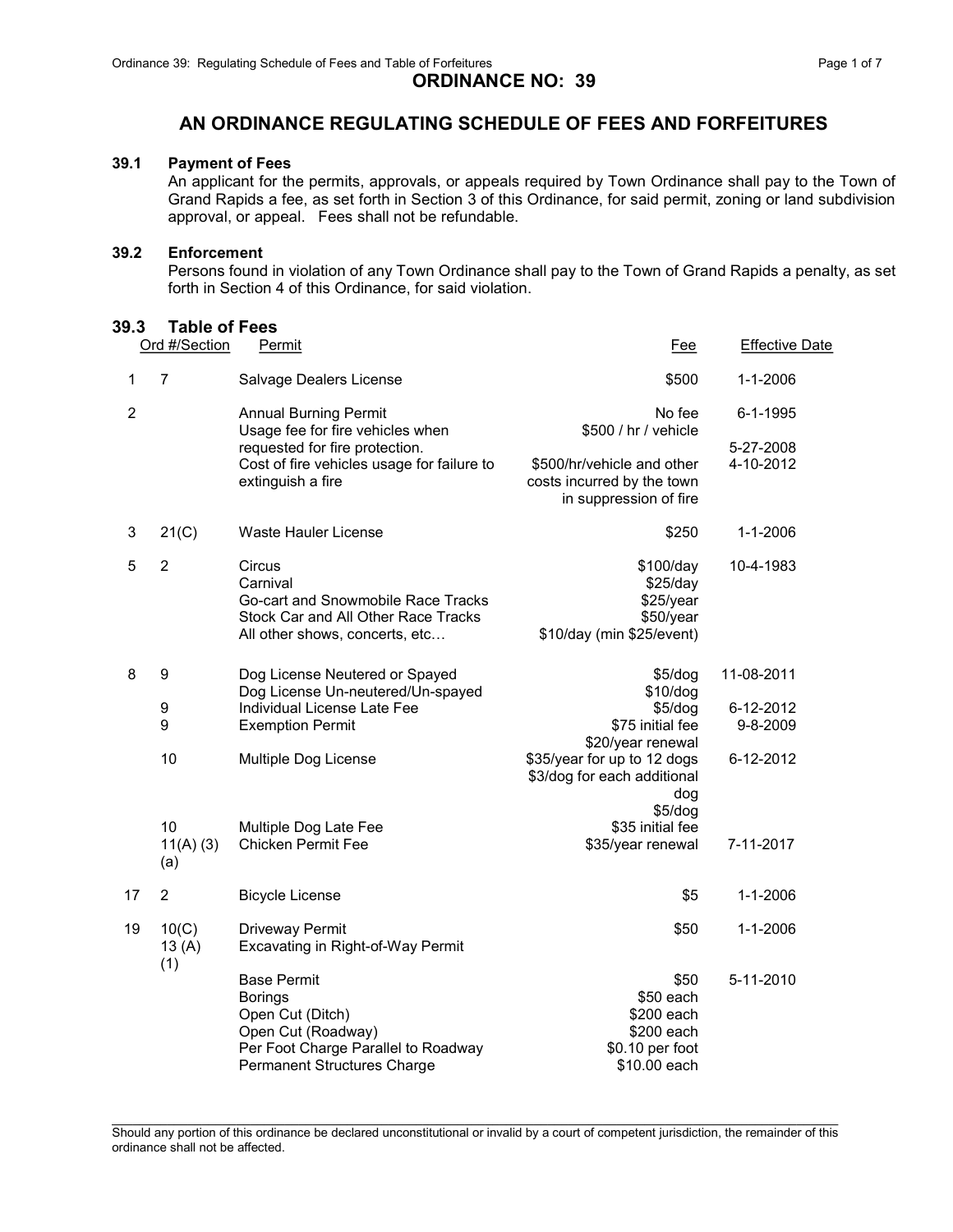# ORDINANCE NO: 39

## AN ORDINANCE REGULATING SCHEDULE OF FEES AND FORFEITURES

### 39.1 Payment of Fees

An applicant for the permits, approvals, or appeals required by Town Ordinance shall pay to the Town of Grand Rapids a fee, as set forth in Section 3 of this Ordinance, for said permit, zoning or land subdivision approval, or appeal. Fees shall not be refundable.

### 39.2 Enforcement

Persons found in violation of any Town Ordinance shall pay to the Town of Grand Rapids a penalty, as set forth in Section 4 of this Ordinance, for said violation.

### 39.3 Table of Fees

| Ord # | Section | Permit | Fee | Effective Date |
|---|---|---|---|---|
| 1 | 7 | Salvage Dealers License | $500 | 1-1-2006 |
| 2 | | Annual Burning Permit | No fee | 6-1-1995 |
| | | Usage fee for fire vehicles when requested for fire protection. | $500 / hr / vehicle | 5-27-2008 |
| | | Cost of fire vehicles usage for failure to extinguish a fire | $500/hr/vehicle and other costs incurred by the town in suppression of fire | 4-10-2012 |
| 3 | 21(C) | Waste Hauler License | $250 | 1-1-2006 |
| 5 | 2 | Circus | $100/day | 10-4-1983 |
| | | Carnival | $25/day | |
| | | Go-cart and Snowmobile Race Tracks | $25/year | |
| | | Stock Car and All Other Race Tracks | $50/year | |
| | | All other shows, concerts, etc… | $10/day (min $25/event) | |
| 8 | 9 | Dog License Neutered or Spayed | $5/dog | 11-08-2011 |
| | | Dog License Un-neutered/Un-spayed | $10/dog | |
| | 9 | Individual License Late Fee | $5/dog | 6-12-2012 |
| | 9 | Exemption Permit | $75 initial fee<br>$20/year renewal | 9-8-2009 |
| | 10 | Multiple Dog License | $35/year for up to 12 dogs<br>$3/dog for each additional dog | 6-12-2012 |
| | 10 | Multiple Dog Late Fee | $5/dog | |
| | 11(A) (3) (a) | Chicken Permit Fee | $35 initial fee<br>$35/year renewal | 7-11-2017 |
| 17 | 2 | Bicycle License | $5 | 1-1-2006 |
| 19 | 10(C) | Driveway Permit | $50 | 1-1-2006 |
| | 13 (A) (1) | Excavating in Right-of-Way Permit | | |
| | | Base Permit | $50 | 5-11-2010 |
| | | Borings | $50 each | |
| | | Open Cut (Ditch) | $200 each | |
| | | Open Cut (Roadway) | $200 each | |
| | | Per Foot Charge Parallel to Roadway | $0.10 per foot | |
| | | Permanent Structures Charge | $10.00 each | |

Should any portion of this ordinance be declared unconstitutional or invalid by a court of competent jurisdiction, the remainder of this ordinance shall not be affected.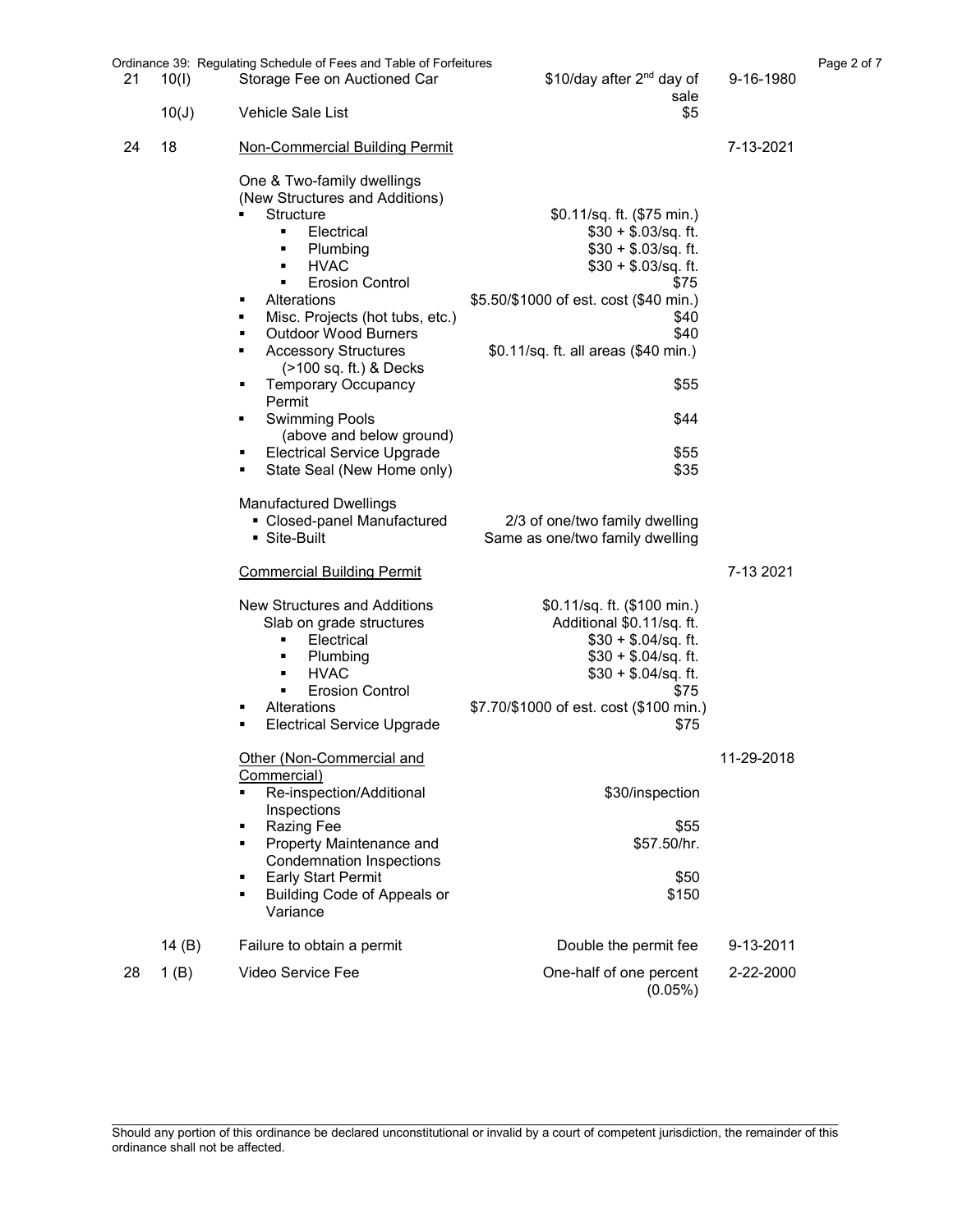| | | | | |
|---|---|---|---|---|
| 21 | 10(I) | Storage Fee on Auctioned Car | $10/day after 2nd day of sale | 9-16-1980 |
| | 10(J) | Vehicle Sale List | $5 | |
| 24 | 18 | Non-Commercial Building Permit | | 7-13-2021 |
| | | One & Two-family dwellings (New Structures and Additions) | | |
| | | ▪ Structure | $0.11/sq. ft. ($75 min.) | |
| | | ▪ Electrical | $30 + $.03/sq. ft. | |
| | | ▪ Plumbing | $30 + $.03/sq. ft. | |
| | | ▪ HVAC | $30 + $.03/sq. ft. | |
| | | ▪ Erosion Control | $75 | |
| | | ▪ Alterations | $5.50/$1000 of est. cost ($40 min.) | |
| | | ▪ Misc. Projects (hot tubs, etc.) | $40 | |
| | | ▪ Outdoor Wood Burners | $40 | |
| | | ▪ Accessory Structures (>100 sq. ft.) & Decks | $0.11/sq. ft. all areas ($40 min.) | |
| | | ▪ Temporary Occupancy Permit | $55 | |
| | | ▪ Swimming Pools (above and below ground) | $44 | |
| | | ▪ Electrical Service Upgrade | $55 | |
| | | ▪ State Seal (New Home only) | $35 | |
| | | Manufactured Dwellings | | |
| | | ▪ Closed-panel Manufactured | 2/3 of one/two family dwelling | |
| | | ▪ Site-Built | Same as one/two family dwelling | |
| | | Commercial Building Permit | | 7-13 2021 |
| | | New Structures and Additions | $0.11/sq. ft. ($100 min.) | |
| | | Slab on grade structures | Additional $0.11/sq. ft. | |
| | | ▪ Electrical | $30 + $.04/sq. ft. | |
| | | ▪ Plumbing | $30 + $.04/sq. ft. | |
| | | ▪ HVAC | $30 + $.04/sq. ft. | |
| | | ▪ Erosion Control | $75 | |
| | | ▪ Alterations | $7.70/$1000 of est. cost ($100 min.) | |
| | | ▪ Electrical Service Upgrade | $75 | |
| | | Other (Non-Commercial and Commercial) | | 11-29-2018 |
| | | ▪ Re-inspection/Additional Inspections | $30/inspection | |
| | | ▪ Razing Fee | $55 | |
| | | ▪ Property Maintenance and Condemnation Inspections | $57.50/hr. | |
| | | ▪ Early Start Permit | $50 | |
| | | ▪ Building Code of Appeals or Variance | $150 | |
| | 14 (B) | Failure to obtain a permit | Double the permit fee | 9-13-2011 |
| 28 | 1 (B) | Video Service Fee | One-half of one percent (0.05%) | 2-22-2000 |

Should any portion of this ordinance be declared unconstitutional or invalid by a court of competent jurisdiction, the remainder of this ordinance shall not be affected.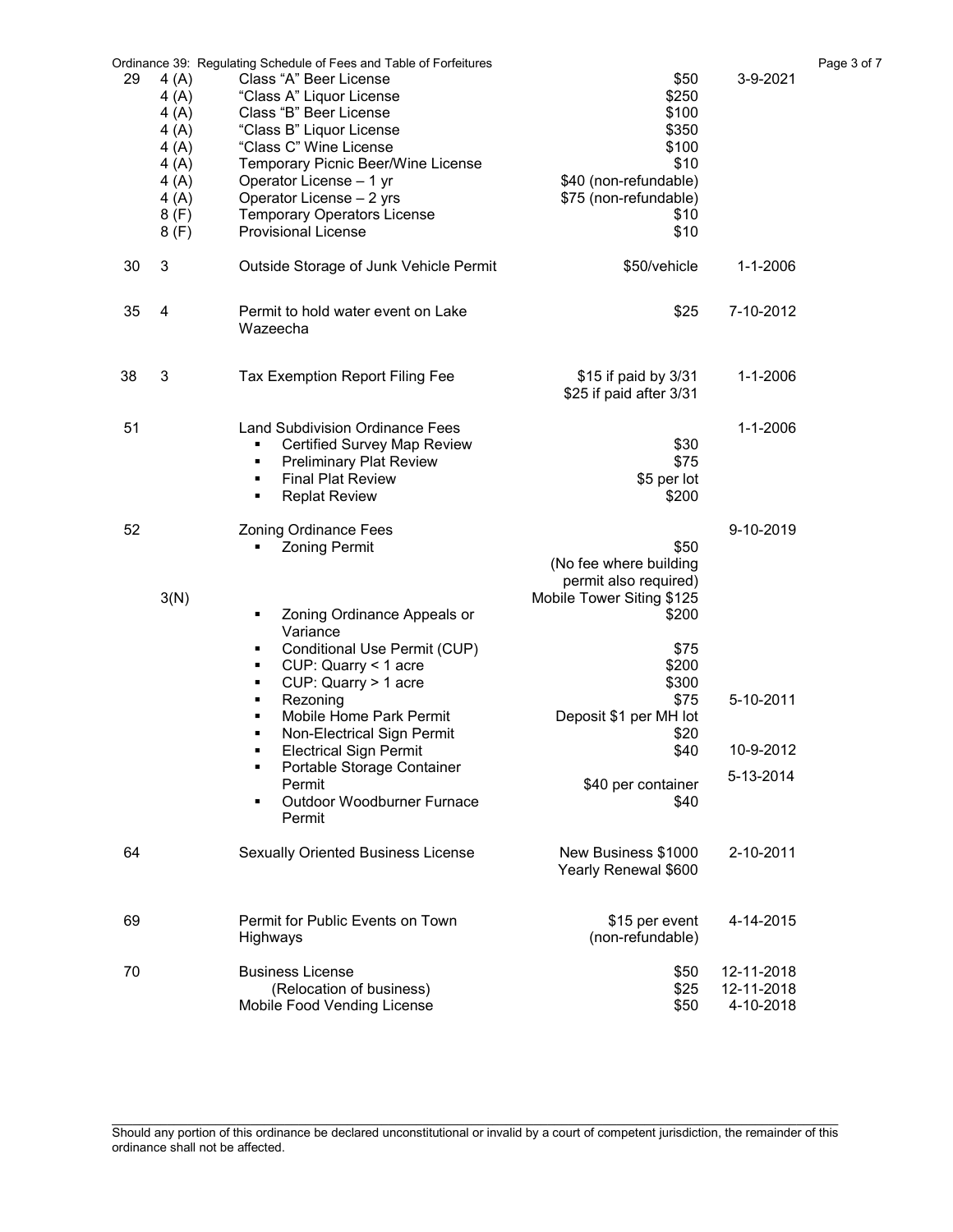| | | | | |
|---|---|---|---|---|
| 29 | 4 (A) | Class "A" Beer License | $50 | 3-9-2021 |
| | 4 (A) | "Class A" Liquor License | $250 | |
| | 4 (A) | Class "B" Beer License | $100 | |
| | 4 (A) | "Class B" Liquor License | $350 | |
| | 4 (A) | "Class C" Wine License | $100 | |
| | 4 (A) | Temporary Picnic Beer/Wine License | $10 | |
| | 4 (A) | Operator License – 1 yr | $40 (non-refundable) | |
| | 4 (A) | Operator License – 2 yrs | $75 (non-refundable) | |
| | 8 (F) | Temporary Operators License | $10 | |
| | 8 (F) | Provisional License | $10 | |
| 30 | 3 | Outside Storage of Junk Vehicle Permit | $50/vehicle | 1-1-2006 |
| 35 | 4 | Permit to hold water event on Lake Wazeecha | $25 | 7-10-2012 |
| 38 | 3 | Tax Exemption Report Filing Fee | $15 if paid by 3/31<br>$25 if paid after 3/31 | 1-1-2006 |
| 51 | | Land Subdivision Ordinance Fees | | 1-1-2006 |
| | | ▪ Certified Survey Map Review | $30 | |
| | | ▪ Preliminary Plat Review | $75 | |
| | | ▪ Final Plat Review | $5 per lot | |
| | | ▪ Replat Review | $200 | |
| 52 | | Zoning Ordinance Fees | | 9-10-2019 |
| | | ▪ Zoning Permit | $50<br>(No fee where building permit also required) | |
| | 3(N) | | Mobile Tower Siting $125 | |
| | | ▪ Zoning Ordinance Appeals or Variance | $200 | |
| | | ▪ Conditional Use Permit (CUP) | $75 | |
| | | ▪ CUP: Quarry < 1 acre | $200 | |
| | | ▪ CUP: Quarry > 1 acre | $300 | |
| | | ▪ Rezoning | $75 | 5-10-2011 |
| | | ▪ Mobile Home Park Permit | Deposit $1 per MH lot | |
| | | ▪ Non-Electrical Sign Permit | $20 | |
| | | ▪ Electrical Sign Permit | $40 | 10-9-2012 |
| | | ▪ Portable Storage Container Permit | $40 per container | 5-13-2014 |
| | | ▪ Outdoor Woodburner Furnace Permit | $40 | |
| 64 | | Sexually Oriented Business License | New Business $1000<br>Yearly Renewal $600 | 2-10-2011 |
| 69 | | Permit for Public Events on Town Highways | $15 per event<br>(non-refundable) | 4-14-2015 |
| 70 | | Business License | $50 | 12-11-2018 |
| | | (Relocation of business) | $25 | 12-11-2018 |
| | | Mobile Food Vending License | $50 | 4-10-2018 |

Should any portion of this ordinance be declared unconstitutional or invalid by a court of competent jurisdiction, the remainder of this ordinance shall not be affected.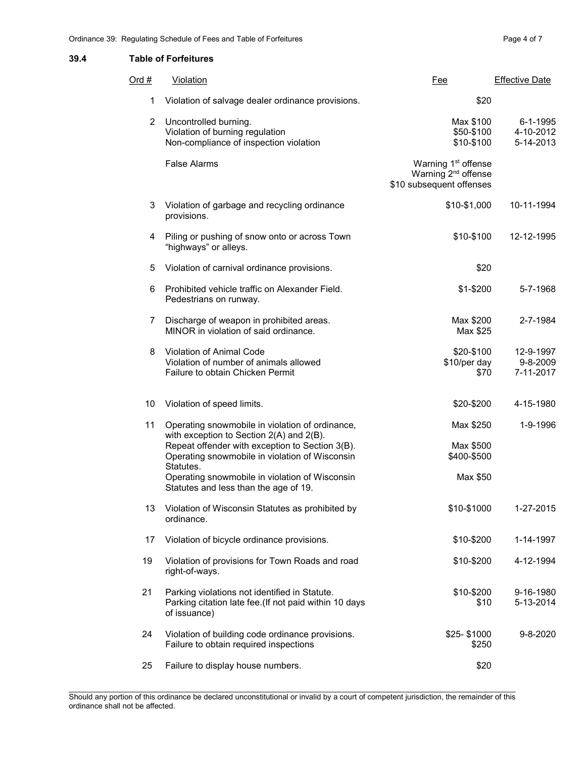## 39.4 Table of Forfeitures

| Ord # | Violation | Fee | Effective Date |
|---|---|---|---|
| 1 | Violation of salvage dealer ordinance provisions. | $20 | |
| 2 | Uncontrolled burning. | Max $100 | 6-1-1995 |
| | Violation of burning regulation | $50-$100 | 4-10-2012 |
| | Non-compliance of inspection violation | $10-$100 | 5-14-2013 |
| | False Alarms | Warning 1st offense<br>Warning 2nd offense<br>$10 subsequent offenses | |
| 3 | Violation of garbage and recycling ordinance provisions. | $10-$1,000 | 10-11-1994 |
| 4 | Piling or pushing of snow onto or across Town "highways" or alleys. | $10-$100 | 12-12-1995 |
| 5 | Violation of carnival ordinance provisions. | $20 | |
| 6 | Prohibited vehicle traffic on Alexander Field. Pedestrians on runway. | $1-$200 | 5-7-1968 |
| 7 | Discharge of weapon in prohibited areas. | Max $200 | 2-7-1984 |
| | MINOR in violation of said ordinance. | Max $25 | |
| 8 | Violation of Animal Code | $20-$100 | 12-9-1997 |
| | Violation of number of animals allowed | $10/per day | 9-8-2009 |
| | Failure to obtain Chicken Permit | $70 | 7-11-2017 |
| 10 | Violation of speed limits. | $20-$200 | 4-15-1980 |
| 11 | Operating snowmobile in violation of ordinance, with exception to Section 2(A) and 2(B). | Max $250 | 1-9-1996 |
| | Repeat offender with exception to Section 3(B). | Max $500 | |
| | Operating snowmobile in violation of Wisconsin Statutes. | $400-$500 | |
| | Operating snowmobile in violation of Wisconsin Statutes and less than the age of 19. | Max $50 | |
| 13 | Violation of Wisconsin Statutes as prohibited by ordinance. | $10-$1000 | 1-27-2015 |
| 17 | Violation of bicycle ordinance provisions. | $10-$200 | 1-14-1997 |
| 19 | Violation of provisions for Town Roads and road right-of-ways. | $10-$200 | 4-12-1994 |
| 21 | Parking violations not identified in Statute. | $10-$200 | 9-16-1980 |
| | Parking citation late fee.(If not paid within 10 days of issuance) | $10 | 5-13-2014 |
| 24 | Violation of building code ordinance provisions. | $25- $1000 | 9-8-2020 |
| | Failure to obtain required inspections | $250 | |
| 25 | Failure to display house numbers. | $20 | |

Should any portion of this ordinance be declared unconstitutional or invalid by a court of competent jurisdiction, the remainder of this ordinance shall not be affected.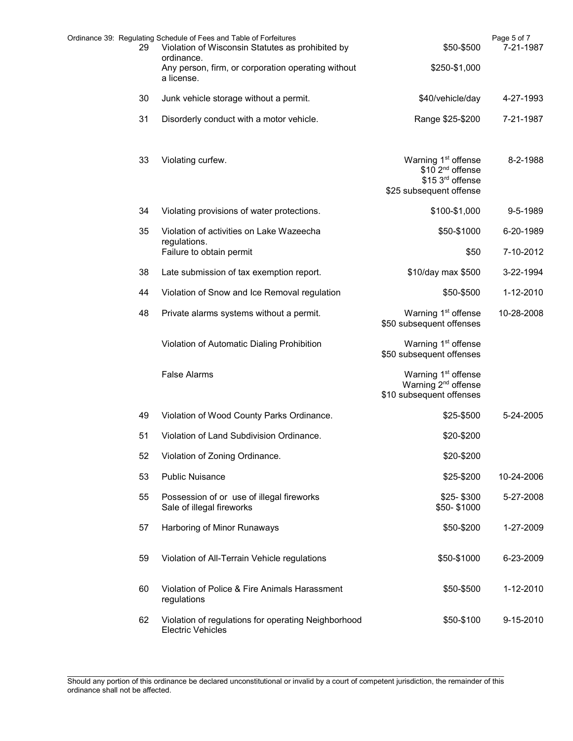| | | | |
|---|---|---|---|
| 29 | Violation of Wisconsin Statutes as prohibited by ordinance. | \$50-\$500 | 7-21-1987 |
| | Any person, firm, or corporation operating without a license. | \$250-\$1,000 | |
| 30 | Junk vehicle storage without a permit. | \$40/vehicle/day | 4-27-1993 |
| 31 | Disorderly conduct with a motor vehicle. | Range \$25-\$200 | 7-21-1987 |
| 33 | Violating curfew. | Warning 1st offense<br>\$10 2nd offense<br>\$15 3rd offense<br>\$25 subsequent offense | 8-2-1988 |
| 34 | Violating provisions of water protections. | \$100-\$1,000 | 9-5-1989 |
| 35 | Violation of activities on Lake Wazeecha regulations. | \$50-\$1000 | 6-20-1989 |
| | Failure to obtain permit | \$50 | 7-10-2012 |
| 38 | Late submission of tax exemption report. | \$10/day max \$500 | 3-22-1994 |
| 44 | Violation of Snow and Ice Removal regulation | \$50-\$500 | 1-12-2010 |
| 48 | Private alarms systems without a permit. | Warning 1st offense<br>\$50 subsequent offenses | 10-28-2008 |
| | Violation of Automatic Dialing Prohibition | Warning 1st offense<br>\$50 subsequent offenses | |
| | False Alarms | Warning 1st offense<br>Warning 2nd offense<br>\$10 subsequent offenses | |
| 49 | Violation of Wood County Parks Ordinance. | \$25-\$500 | 5-24-2005 |
| 51 | Violation of Land Subdivision Ordinance. | \$20-\$200 | |
| 52 | Violation of Zoning Ordinance. | \$20-\$200 | |
| 53 | Public Nuisance | \$25-\$200 | 10-24-2006 |
| 55 | Possession of or use of illegal fireworks<br>Sale of illegal fireworks | \$25- \$300<br>\$50- \$1000 | 5-27-2008 |
| 57 | Harboring of Minor Runaways | \$50-\$200 | 1-27-2009 |
| 59 | Violation of All-Terrain Vehicle regulations | \$50-\$1000 | 6-23-2009 |
| 60 | Violation of Police & Fire Animals Harassment regulations | \$50-\$500 | 1-12-2010 |
| 62 | Violation of regulations for operating Neighborhood Electric Vehicles | \$50-\$100 | 9-15-2010 |

Should any portion of this ordinance be declared unconstitutional or invalid by a court of competent jurisdiction, the remainder of this ordinance shall not be affected.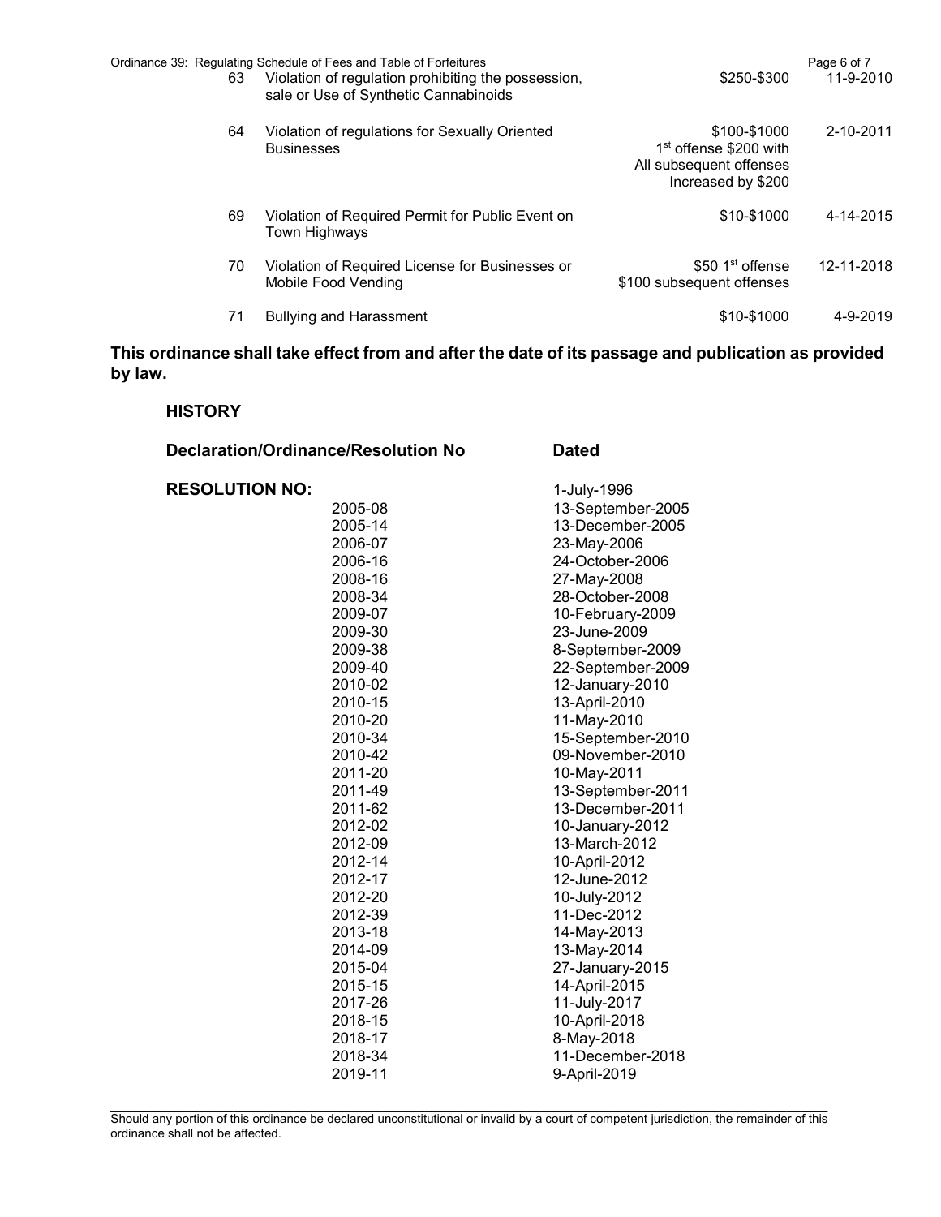| | | | |
|---|---|---|---|
| 63 | Violation of regulation prohibiting the possession, sale or Use of Synthetic Cannabinoids | \$250-\$300 | 11-9-2010 |
| 64 | Violation of regulations for Sexually Oriented Businesses | \$100-\$1000 1st offense \$200 with All subsequent offenses Increased by \$200 | 2-10-2011 |
| 69 | Violation of Required Permit for Public Event on Town Highways | \$10-\$1000 | 4-14-2015 |
| 70 | Violation of Required License for Businesses or Mobile Food Vending | \$50 1st offense \$100 subsequent offenses | 12-11-2018 |
| 71 | Bullying and Harassment | \$10-\$1000 | 4-9-2019 |

**This ordinance shall take effect from and after the date of its passage and publication as provided by law.**

**HISTORY**

| Declaration/Ordinance/Resolution No | Dated |
|---|---|
| **RESOLUTION NO:** | 1-July-1996 |
| 2005-08 | 13-September-2005 |
| 2005-14 | 13-December-2005 |
| 2006-07 | 23-May-2006 |
| 2006-16 | 24-October-2006 |
| 2008-16 | 27-May-2008 |
| 2008-34 | 28-October-2008 |
| 2009-07 | 10-February-2009 |
| 2009-30 | 23-June-2009 |
| 2009-38 | 8-September-2009 |
| 2009-40 | 22-September-2009 |
| 2010-02 | 12-January-2010 |
| 2010-15 | 13-April-2010 |
| 2010-20 | 11-May-2010 |
| 2010-34 | 15-September-2010 |
| 2010-42 | 09-November-2010 |
| 2011-20 | 10-May-2011 |
| 2011-49 | 13-September-2011 |
| 2011-62 | 13-December-2011 |
| 2012-02 | 10-January-2012 |
| 2012-09 | 13-March-2012 |
| 2012-14 | 10-April-2012 |
| 2012-17 | 12-June-2012 |
| 2012-20 | 10-July-2012 |
| 2012-39 | 11-Dec-2012 |
| 2013-18 | 14-May-2013 |
| 2014-09 | 13-May-2014 |
| 2015-04 | 27-January-2015 |
| 2015-15 | 14-April-2015 |
| 2017-26 | 11-July-2017 |
| 2018-15 | 10-April-2018 |
| 2018-17 | 8-May-2018 |
| 2018-34 | 11-December-2018 |
| 2019-11 | 9-April-2019 |

Should any portion of this ordinance be declared unconstitutional or invalid by a court of competent jurisdiction, the remainder of this ordinance shall not be affected.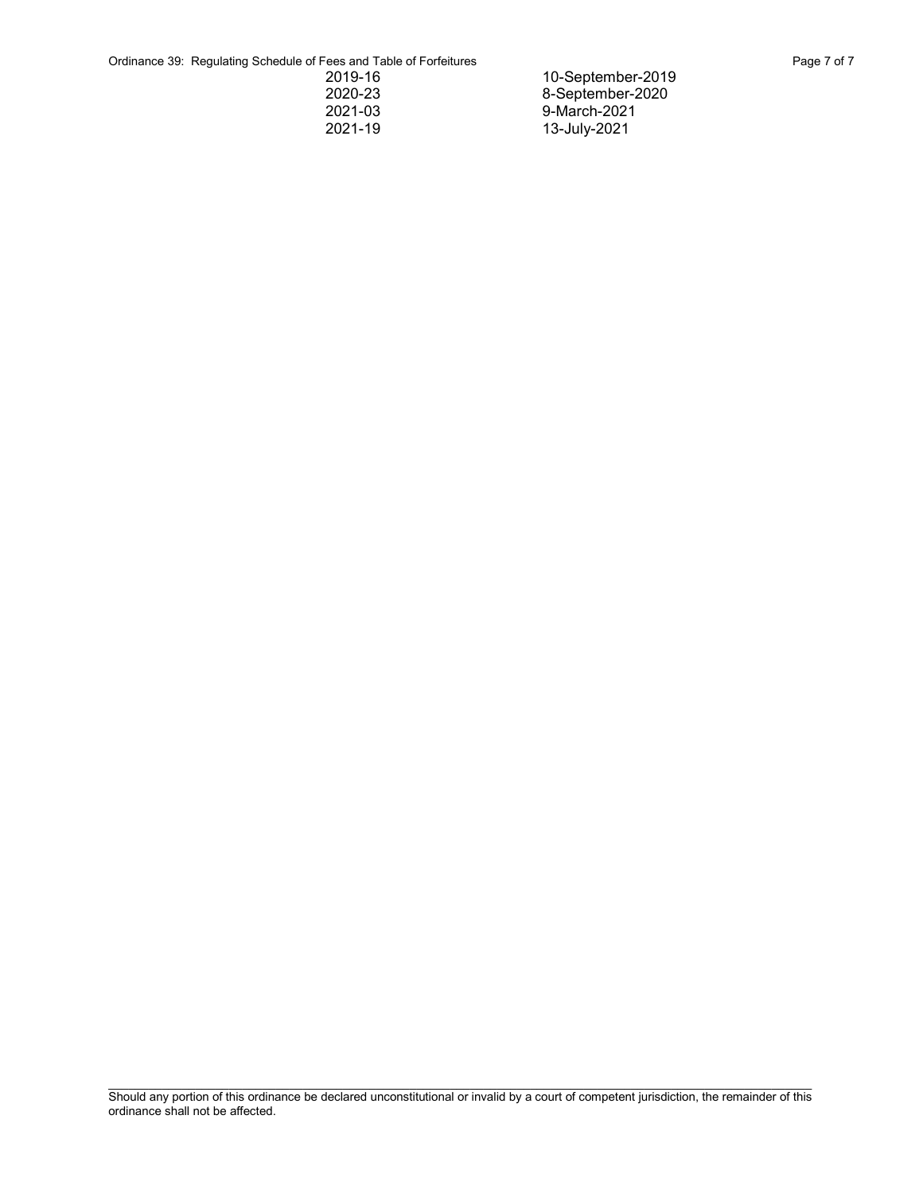| | |
|---|---|
| 2019-16 | 10-September-2019 |
| 2020-23 | 8-September-2020 |
| 2021-03 | 9-March-2021 |
| 2021-19 | 13-July-2021 |

Should any portion of this ordinance be declared unconstitutional or invalid by a court of competent jurisdiction, the remainder of this ordinance shall not be affected.